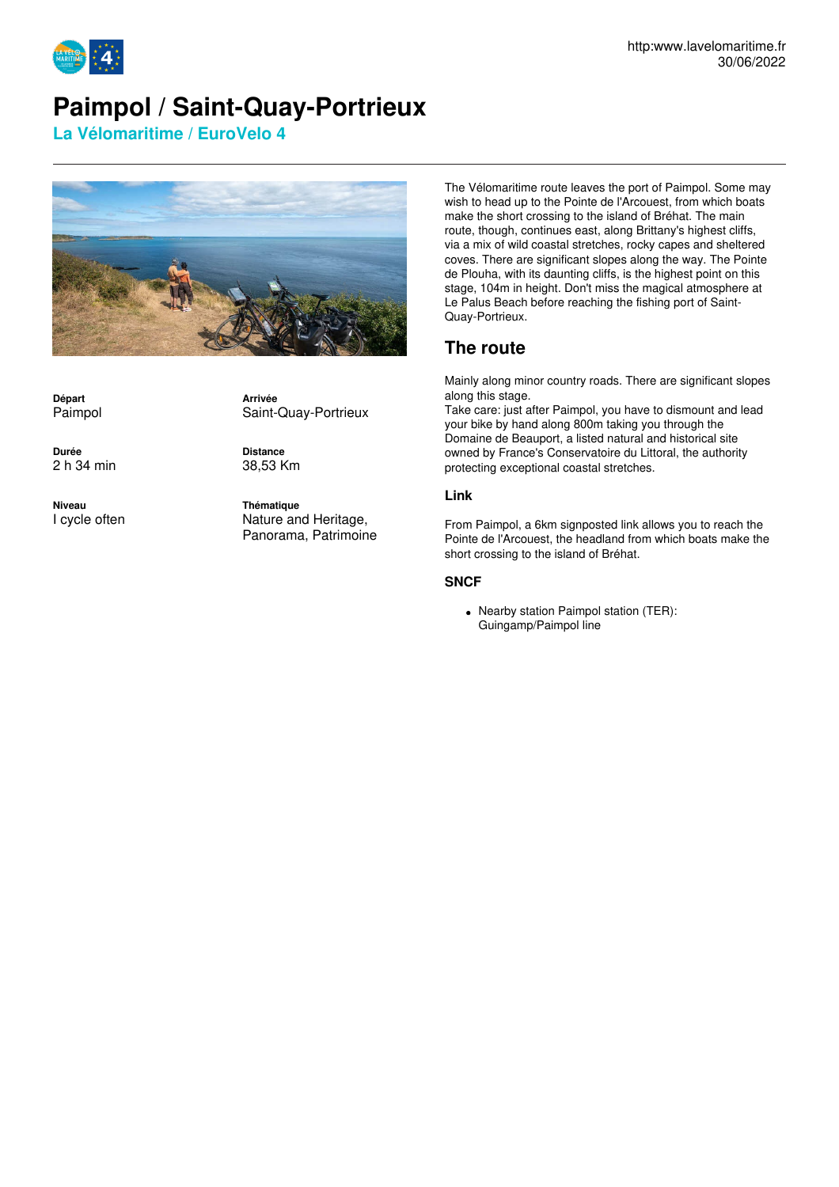# Paimpol / Saint-Quay-Portrieux

## La Vélomaritime / EuroVelo 4

**Départ**
Paimpol

**Arrivée**
Saint-Quay-Portrieux

**Durée**
2 h 34 min

**Distance**
38,53 Km

**Niveau**
I cycle often

**Thématique**
Nature and Heritage, Panorama, Patrimoine

The Vélomaritime route leaves the port of Paimpol. Some may wish to head up to the Pointe de l'Arcouest, from which boats make the short crossing to the island of Bréhat. The main route, though, continues east, along Brittany's highest cliffs, via a mix of wild coastal stretches, rocky capes and sheltered coves. There are significant slopes along the way. The Pointe de Plouha, with its daunting cliffs, is the highest point on this stage, 104m in height. Don't miss the magical atmosphere at Le Palus Beach before reaching the fishing port of Saint-Quay-Portrieux.

## The route

Mainly along minor country roads. There are significant slopes along this stage.
Take care: just after Paimpol, you have to dismount and lead your bike by hand along 800m taking you through the Domaine de Beauport, a listed natural and historical site owned by France's Conservatoire du Littoral, the authority protecting exceptional coastal stretches.

### Link

From Paimpol, a 6km signposted link allows you to reach the Pointe de l'Arcouest, the headland from which boats make the short crossing to the island of Bréhat.

### SNCF

- Nearby station Paimpol station (TER): Guingamp/Paimpol line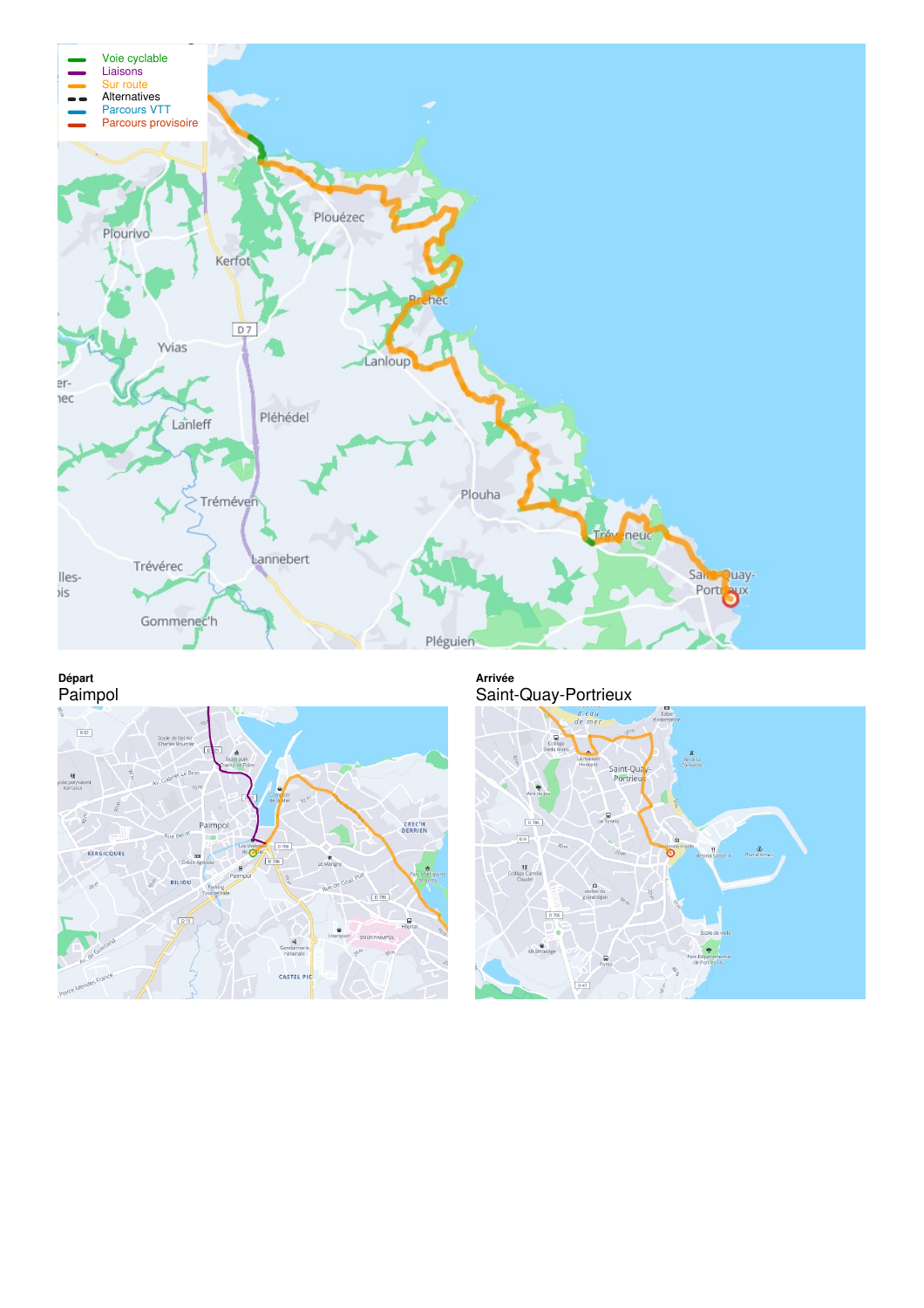Voie cyclable
Liaisons
Sur route
Alternatives
Parcours VTT
Parcours provisoire

**Départ**

Paimpol

**Arrivée**

Saint-Quay-Portrieux